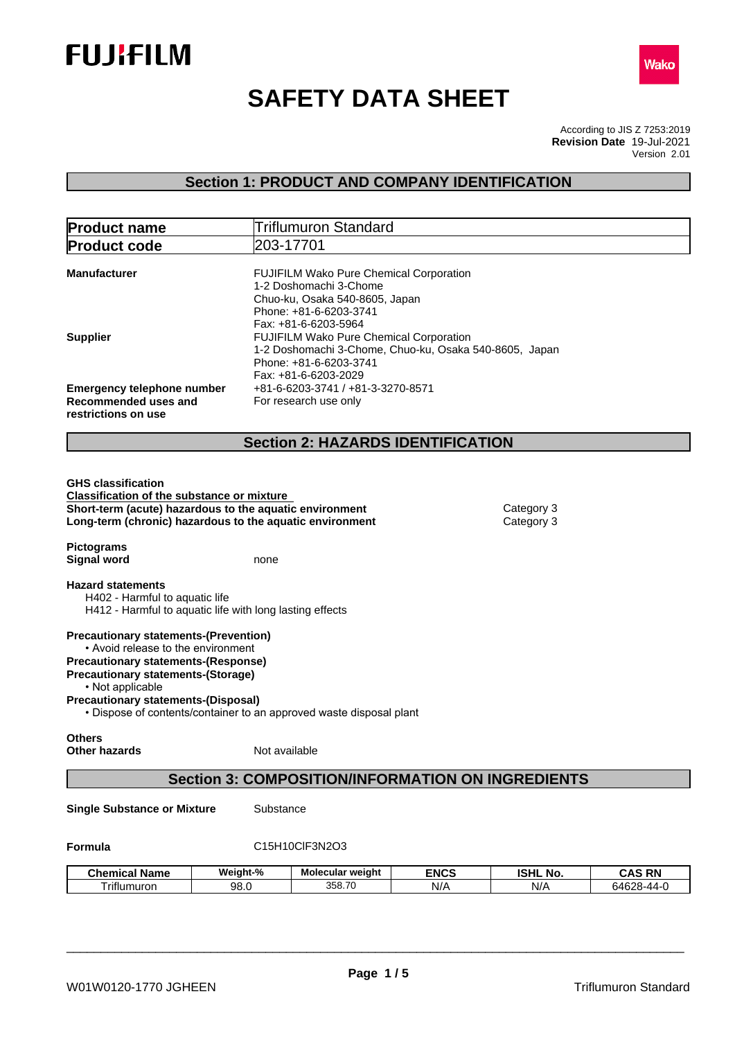FUJIFILM

Wako

# SAFETY DATA SHEET

According to JIS Z 7253:2019
**Revision Date** 19-Jul-2021
Version 2.01

## Section 1: PRODUCT AND COMPANY IDENTIFICATION

| **Product name** | Triflumuron Standard |
|---|---|
| **Product code** | 203-17701 |

**Manufacturer**
FUJIFILM Wako Pure Chemical Corporation
1-2 Doshomachi 3-Chome
Chuo-ku, Osaka 540-8605, Japan
Phone: +81-6-6203-3741
Fax: +81-6-6203-5964

**Supplier**
FUJIFILM Wako Pure Chemical Corporation
1-2 Doshomachi 3-Chome, Chuo-ku, Osaka 540-8605, Japan
Phone: +81-6-6203-3741
Fax: +81-6-6203-2029

**Emergency telephone number** +81-6-6203-3741 / +81-3-3270-8571

**Recommended uses and restrictions on use** For research use only

## Section 2: HAZARDS IDENTIFICATION

**GHS classification**

**Classification of the substance or mixture**

| | |
|---|---|
| **Short-term (acute) hazardous to the aquatic environment** | Category 3 |
| **Long-term (chronic) hazardous to the aquatic environment** | Category 3 |

**Pictograms**

**Signal word** none

**Hazard statements**

H402 - Harmful to aquatic life
H412 - Harmful to aquatic life with long lasting effects

**Precautionary statements-(Prevention)**

• Avoid release to the environment

**Precautionary statements-(Response)**

**Precautionary statements-(Storage)**

• Not applicable

**Precautionary statements-(Disposal)**

• Dispose of contents/container to an approved waste disposal plant

**Others**

**Other hazards** Not available

## Section 3: COMPOSITION/INFORMATION ON INGREDIENTS

**Single Substance or Mixture** Substance

**Formula** $C_{15}H_{10}ClF_3N_2O_3$

| Chemical Name | Weight-% | Molecular weight | ENCS | ISHL No. | CAS RN |
|---|---|---|---|---|---|
| Triflumuron | 98.0 | 358.70 | N/A | N/A | 64628-44-0 |

W01W0120-1770 JGHEEN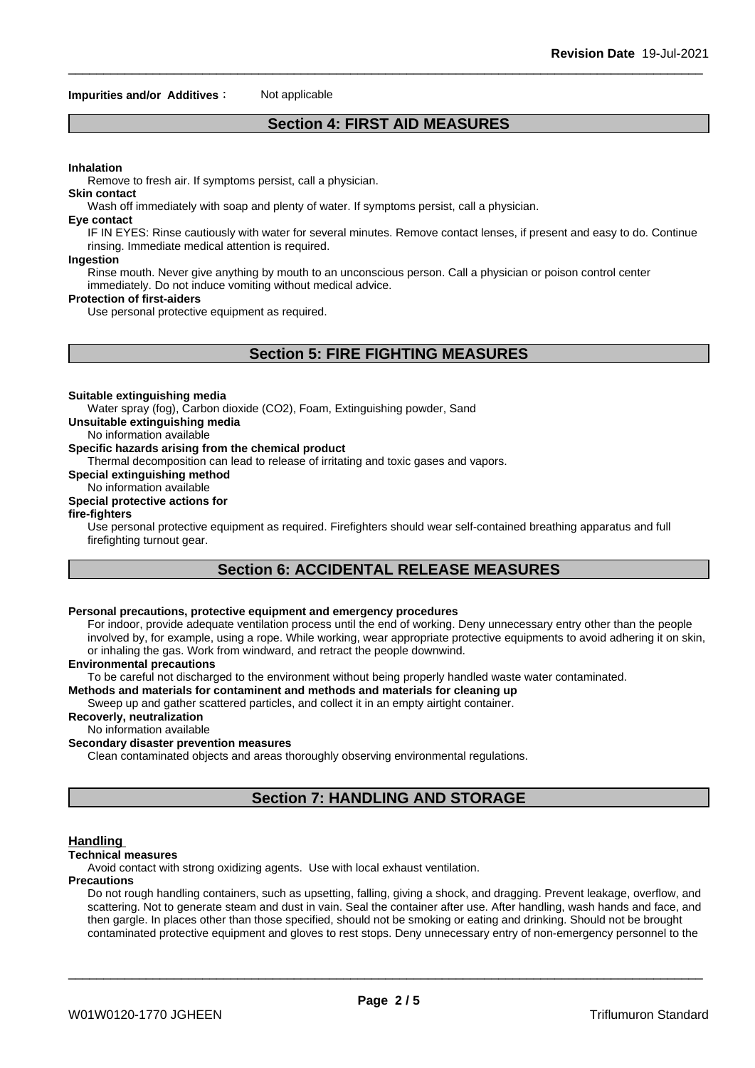**Impurities and/or Additives**: Not applicable

## Section 4: FIRST AID MEASURES

**Inhalation**

Remove to fresh air. If symptoms persist, call a physician.

**Skin contact**

Wash off immediately with soap and plenty of water. If symptoms persist, call a physician.

**Eye contact**

IF IN EYES: Rinse cautiously with water for several minutes. Remove contact lenses, if present and easy to do. Continue rinsing. Immediate medical attention is required.

**Ingestion**

Rinse mouth. Never give anything by mouth to an unconscious person. Call a physician or poison control center immediately. Do not induce vomiting without medical advice.

**Protection of first-aiders**

Use personal protective equipment as required.

## Section 5: FIRE FIGHTING MEASURES

**Suitable extinguishing media**

Water spray (fog), Carbon dioxide ($CO_2$), Foam, Extinguishing powder, Sand

**Unsuitable extinguishing media**

No information available

**Specific hazards arising from the chemical product**

Thermal decomposition can lead to release of irritating and toxic gases and vapors.

**Special extinguishing method**

No information available

**Special protective actions for fire-fighters**

Use personal protective equipment as required. Firefighters should wear self-contained breathing apparatus and full firefighting turnout gear.

## Section 6: ACCIDENTAL RELEASE MEASURES

**Personal precautions, protective equipment and emergency procedures**

For indoor, provide adequate ventilation process until the end of working. Deny unnecessary entry other than the people involved by, for example, using a rope. While working, wear appropriate protective equipments to avoid adhering it on skin, or inhaling the gas. Work from windward, and retract the people downwind.

**Environmental precautions**

To be careful not discharged to the environment without being properly handled waste water contaminated.

**Methods and materials for contaminent and methods and materials for cleaning up**

Sweep up and gather scattered particles, and collect it in an empty airtight container.

**Recoverly, neutralization**

No information available

**Secondary disaster prevention measures**

Clean contaminated objects and areas thoroughly observing environmental regulations.

## Section 7: HANDLING AND STORAGE

### Handling

**Technical measures**

Avoid contact with strong oxidizing agents. Use with local exhaust ventilation.

**Precautions**

Do not rough handling containers, such as upsetting, falling, giving a shock, and dragging. Prevent leakage, overflow, and scattering. Not to generate steam and dust in vain. Seal the container after use. After handling, wash hands and face, and then gargle. In places other than those specified, should not be smoking or eating and drinking. Should not be brought contaminated protective equipment and gloves to rest stops. Deny unnecessary entry of non-emergency personnel to the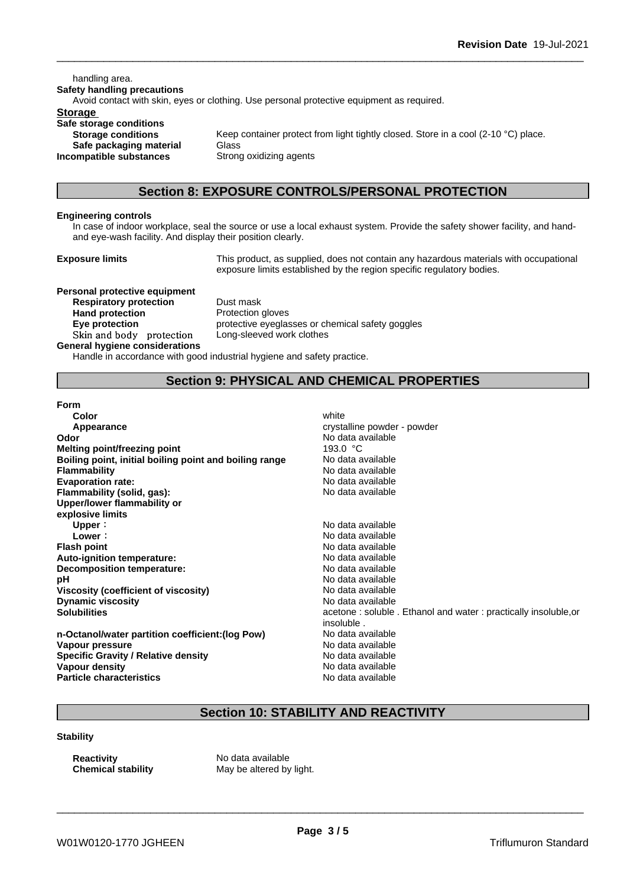handling area.

**Safety handling precautions**

Avoid contact with skin, eyes or clothing. Use personal protective equipment as required.

**Storage**

**Safe storage conditions**

| | |
|---|---|
| **Storage conditions** | Keep container protect from light tightly closed. Store in a cool (2-10 °C) place. |
| **Safe packaging material** | Glass |
| **Incompatible substances** | Strong oxidizing agents |

## Section 8: EXPOSURE CONTROLS/PERSONAL PROTECTION

**Engineering controls**

In case of indoor workplace, seal the source or use a local exhaust system. Provide the safety shower facility, and hand- and eye-wash facility. And display their position clearly.

**Exposure limits** This product, as supplied, does not contain any hazardous materials with occupational exposure limits established by the region specific regulatory bodies.

**Personal protective equipment**

| | |
|---|---|
| **Respiratory protection** | Dust mask |
| **Hand protection** | Protection gloves |
| **Eye protection** | protective eyeglasses or chemical safety goggles |
| Skin and body protection | Long-sleeved work clothes |

**General hygiene considerations**

Handle in accordance with good industrial hygiene and safety practice.

## Section 9: PHYSICAL AND CHEMICAL PROPERTIES

| | |
|---|---|
| **Form** | |
| **Color** | white |
| **Appearance** | crystalline powder - powder |
| **Odor** | No data available |
| **Melting point/freezing point** | 193.0 °C |
| **Boiling point, initial boiling point and boiling range** | No data available |
| **Flammability** | No data available |
| **Evaporation rate:** | No data available |
| **Flammability (solid, gas):** | No data available |
| **Upper/lower flammability or explosive limits** | |
| **Upper**： | No data available |
| **Lower**： | No data available |
| **Flash point** | No data available |
| **Auto-ignition temperature:** | No data available |
| **Decomposition temperature:** | No data available |
| **pH** | No data available |
| **Viscosity (coefficient of viscosity)** | No data available |
| **Dynamic viscosity** | No data available |
| **Solubilities** | acetone : soluble . Ethanol and water : practically insoluble,or insoluble . |
| **n-Octanol/water partition coefficient:(log Pow)** | No data available |
| **Vapour pressure** | No data available |
| **Specific Gravity / Relative density** | No data available |
| **Vapour density** | No data available |
| **Particle characteristics** | No data available |

## Section 10: STABILITY AND REACTIVITY

**Stability**

| | |
|---|---|
| **Reactivity** | No data available |
| **Chemical stability** | May be altered by light. |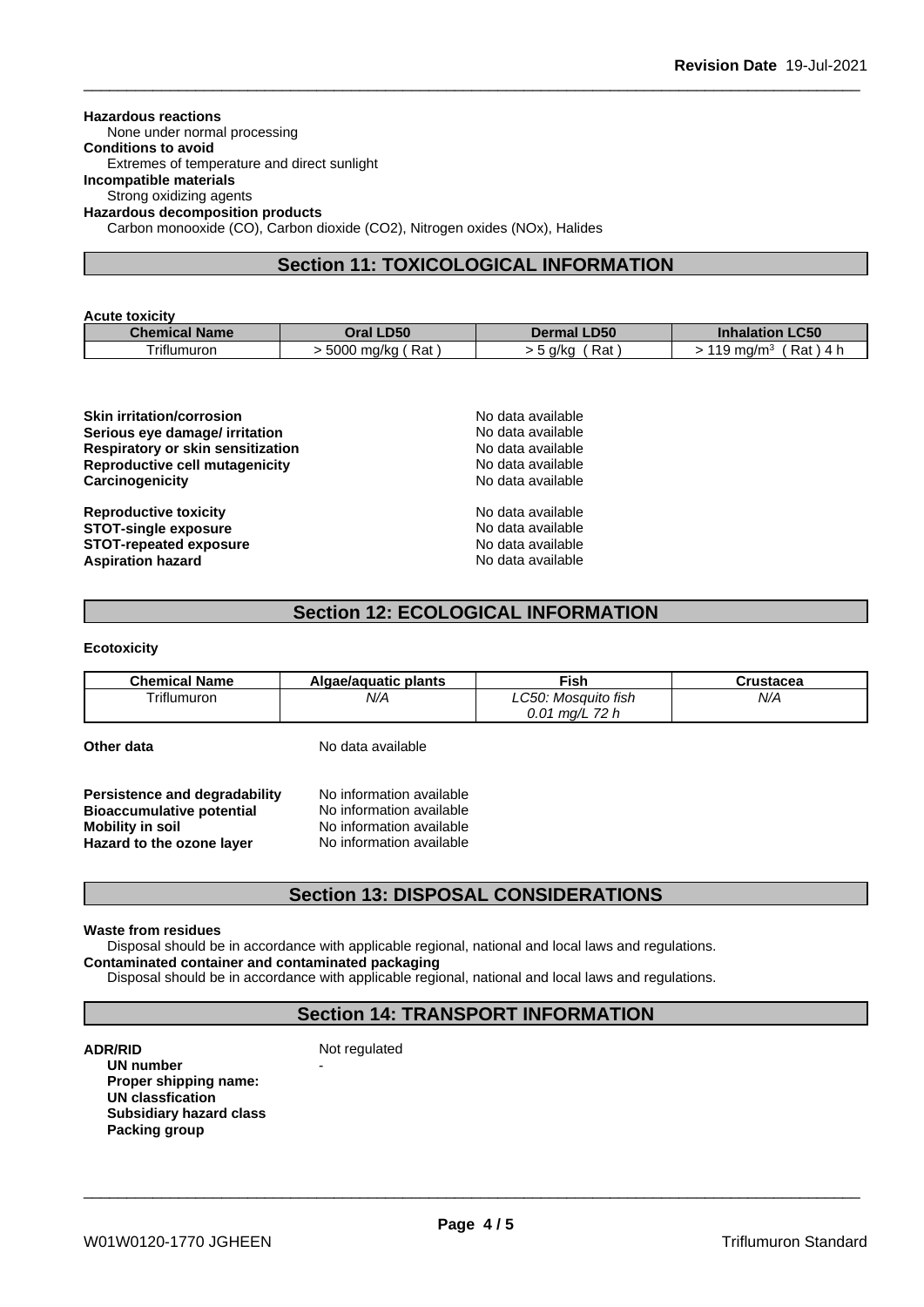**Hazardous reactions**
None under normal processing
**Conditions to avoid**
Extremes of temperature and direct sunlight
**Incompatible materials**
Strong oxidizing agents
**Hazardous decomposition products**
Carbon monooxide (CO), Carbon dioxide (CO2), Nitrogen oxides (NOx), Halides

## Section 11: TOXICOLOGICAL INFORMATION

**Acute toxicity**

| Chemical Name | Oral LD50 | Dermal LD50 | Inhalation LC50 |
|---|---|---|---|
| Triflumuron | > 5000 mg/kg ( Rat ) | > 5 g/kg ( Rat ) | > 119 mg/m$^3$ ( Rat ) 4 h |

**Skin irritation/corrosion** No data available
**Serious eye damage/ irritation** No data available
**Respiratory or skin sensitization** No data available
**Reproductive cell mutagenicity** No data available
**Carcinogenicity** No data available

**Reproductive toxicity** No data available
**STOT-single exposure** No data available
**STOT-repeated exposure** No data available
**Aspiration hazard** No data available

## Section 12: ECOLOGICAL INFORMATION

**Ecotoxicity**

| Chemical Name | Algae/aquatic plants | Fish | Crustacea |
|---|---|---|---|
| Triflumuron | *N/A* | *LC50: Mosquito fish 0.01 mg/L 72 h* | *N/A* |

**Other data** No data available

**Persistence and degradability** No information available
**Bioaccumulative potential** No information available
**Mobility in soil** No information available
**Hazard to the ozone layer** No information available

## Section 13: DISPOSAL CONSIDERATIONS

**Waste from residues**
Disposal should be in accordance with applicable regional, national and local laws and regulations.
**Contaminated container and contaminated packaging**
Disposal should be in accordance with applicable regional, national and local laws and regulations.

## Section 14: TRANSPORT INFORMATION

**ADR/RID** Not regulated
**UN number** -
**Proper shipping name:**
**UN classfication**
**Subsidiary hazard class**
**Packing group**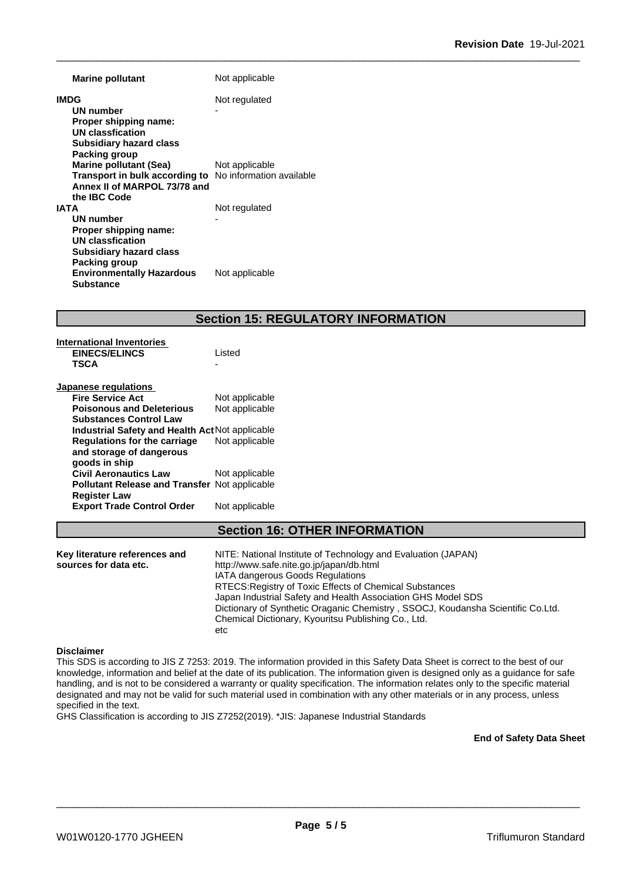| | |
|---|---|
| **Marine pollutant** | Not applicable |
| **IMDG** | Not regulated |
| **UN number** | - |
| **Proper shipping name:** | |
| **UN classfication** | |
| **Subsidiary hazard class** | |
| **Packing group** | |
| **Marine pollutant (Sea)** | Not applicable |
| **Transport in bulk according to Annex II of MARPOL 73/78 and the IBC Code** | No information available |
| **IATA** | Not regulated |
| **UN number** | - |
| **Proper shipping name:** | |
| **UN classfication** | |
| **Subsidiary hazard class** | |
| **Packing group** | |
| **Environmentally Hazardous Substance** | Not applicable |

## Section 15: REGULATORY INFORMATION

**International Inventories**

| | |
|---|---|
| **EINECS/ELINCS** | Listed |
| **TSCA** | - |

**Japanese regulations**

| | |
|---|---|
| **Fire Service Act** | Not applicable |
| **Poisonous and Deleterious Substances Control Law** | Not applicable |
| **Industrial Safety and Health Act** | Not applicable |
| **Regulations for the carriage and storage of dangerous goods in ship** | Not applicable |
| **Civil Aeronautics Law** | Not applicable |
| **Pollutant Release and Transfer Register Law** | Not applicable |
| **Export Trade Control Order** | Not applicable |

## Section 16: OTHER INFORMATION

**Key literature references and sources for data etc.**

NITE: National Institute of Technology and Evaluation (JAPAN)
http://www.safe.nite.go.jp/japan/db.html
IATA dangerous Goods Regulations
RTECS:Registry of Toxic Effects of Chemical Substances
Japan Industrial Safety and Health Association GHS Model SDS
Dictionary of Synthetic Oraganic Chemistry , SSOCJ, Koudansha Scientific Co.Ltd.
Chemical Dictionary, Kyouritsu Publishing Co., Ltd.
etc

**Disclaimer**

This SDS is according to JIS Z 7253: 2019. The information provided in this Safety Data Sheet is correct to the best of our knowledge, information and belief at the date of its publication. The information given is designed only as a guidance for safe handling, and is not to be considered a warranty or quality specification. The information relates only to the specific material designated and may not be valid for such material used in combination with any other materials or in any process, unless specified in the text.

GHS Classification is according to JIS Z7252(2019). *JIS: Japanese Industrial Standards

**End of Safety Data Sheet**